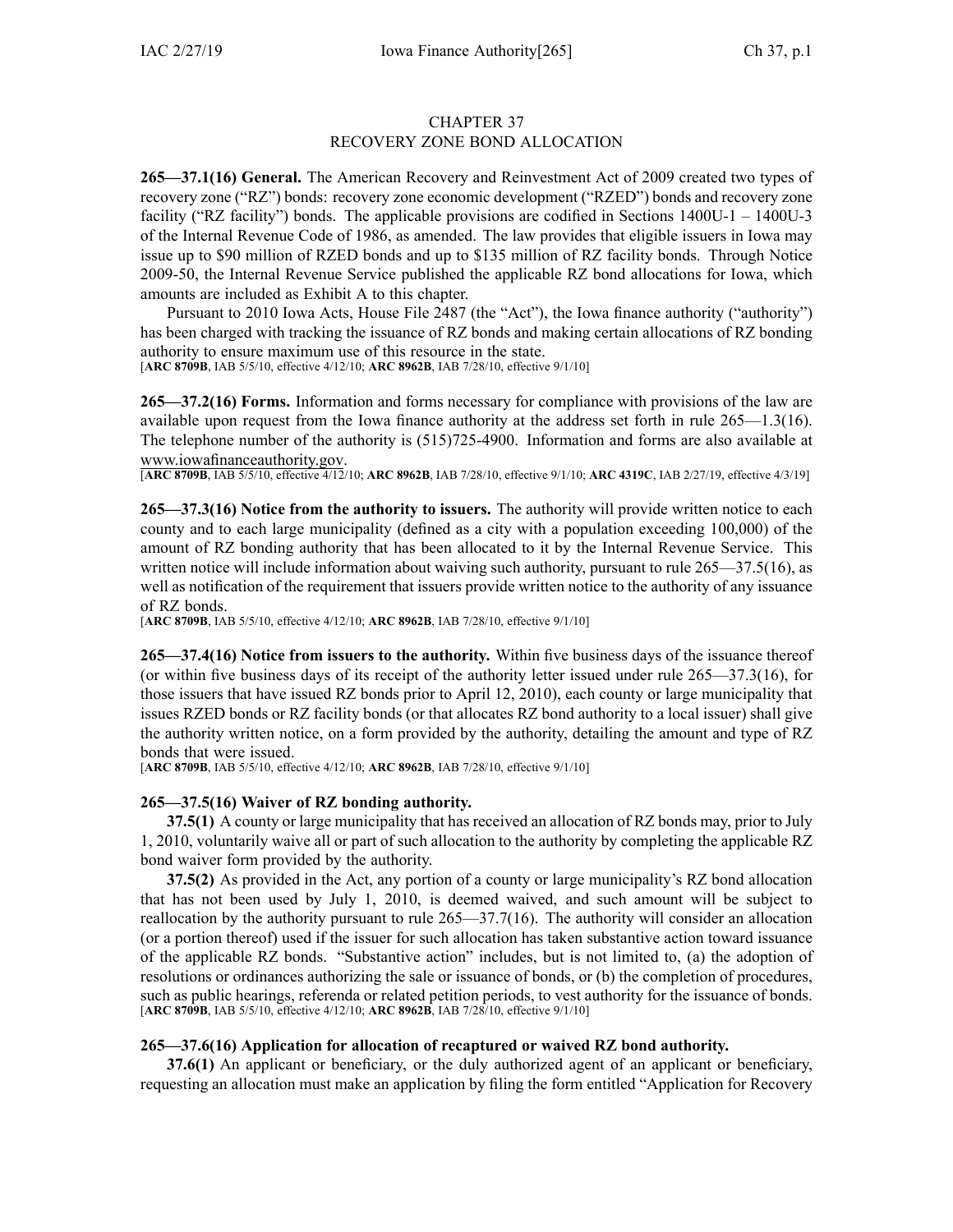# CHAPTER 37
# RECOVERY ZONE BOND ALLOCATION

**265—37.1(16) General.** The American Recovery and Reinvestment Act of 2009 created two types of recovery zone ("RZ") bonds: recovery zone economic development ("RZED") bonds and recovery zone facility ("RZ facility") bonds. The applicable provisions are codified in Sections 1400U-1 – 1400U-3 of the Internal Revenue Code of 1986, as amended. The law provides that eligible issuers in Iowa may issue up to $90 million of RZED bonds and up to $135 million of RZ facility bonds. Through Notice 2009-50, the Internal Revenue Service published the applicable RZ bond allocations for Iowa, which amounts are included as Exhibit A to this chapter.

Pursuant to 2010 Iowa Acts, House File 2487 (the "Act"), the Iowa finance authority ("authority") has been charged with tracking the issuance of RZ bonds and making certain allocations of RZ bonding authority to ensure maximum use of this resource in the state.

[**ARC 8709B**, IAB 5/5/10, effective 4/12/10; **ARC 8962B**, IAB 7/28/10, effective 9/1/10]

**265—37.2(16) Forms.** Information and forms necessary for compliance with provisions of the law are available upon request from the Iowa finance authority at the address set forth in rule 265—1.3(16). The telephone number of the authority is (515)725-4900. Information and forms are also available at www.iowafinanceauthority.gov.

[**ARC 8709B**, IAB 5/5/10, effective 4/12/10; **ARC 8962B**, IAB 7/28/10, effective 9/1/10; **ARC 4319C**, IAB 2/27/19, effective 4/3/19]

**265—37.3(16) Notice from the authority to issuers.** The authority will provide written notice to each county and to each large municipality (defined as a city with a population exceeding 100,000) of the amount of RZ bonding authority that has been allocated to it by the Internal Revenue Service. This written notice will include information about waiving such authority, pursuant to rule 265—37.5(16), as well as notification of the requirement that issuers provide written notice to the authority of any issuance of RZ bonds.

[**ARC 8709B**, IAB 5/5/10, effective 4/12/10; **ARC 8962B**, IAB 7/28/10, effective 9/1/10]

**265—37.4(16) Notice from issuers to the authority.** Within five business days of the issuance thereof (or within five business days of its receipt of the authority letter issued under rule 265—37.3(16), for those issuers that have issued RZ bonds prior to April 12, 2010), each county or large municipality that issues RZED bonds or RZ facility bonds (or that allocates RZ bond authority to a local issuer) shall give the authority written notice, on a form provided by the authority, detailing the amount and type of RZ bonds that were issued.

[**ARC 8709B**, IAB 5/5/10, effective 4/12/10; **ARC 8962B**, IAB 7/28/10, effective 9/1/10]

**265—37.5(16) Waiver of RZ bonding authority.**

**37.5(1)** A county or large municipality that has received an allocation of RZ bonds may, prior to July 1, 2010, voluntarily waive all or part of such allocation to the authority by completing the applicable RZ bond waiver form provided by the authority.

**37.5(2)** As provided in the Act, any portion of a county or large municipality's RZ bond allocation that has not been used by July 1, 2010, is deemed waived, and such amount will be subject to reallocation by the authority pursuant to rule 265—37.7(16). The authority will consider an allocation (or a portion thereof) used if the issuer for such allocation has taken substantive action toward issuance of the applicable RZ bonds. "Substantive action" includes, but is not limited to, (a) the adoption of resolutions or ordinances authorizing the sale or issuance of bonds, or (b) the completion of procedures, such as public hearings, referenda or related petition periods, to vest authority for the issuance of bonds.

[**ARC 8709B**, IAB 5/5/10, effective 4/12/10; **ARC 8962B**, IAB 7/28/10, effective 9/1/10]

**265—37.6(16) Application for allocation of recaptured or waived RZ bond authority.**

**37.6(1)** An applicant or beneficiary, or the duly authorized agent of an applicant or beneficiary, requesting an allocation must make an application by filing the form entitled "Application for Recovery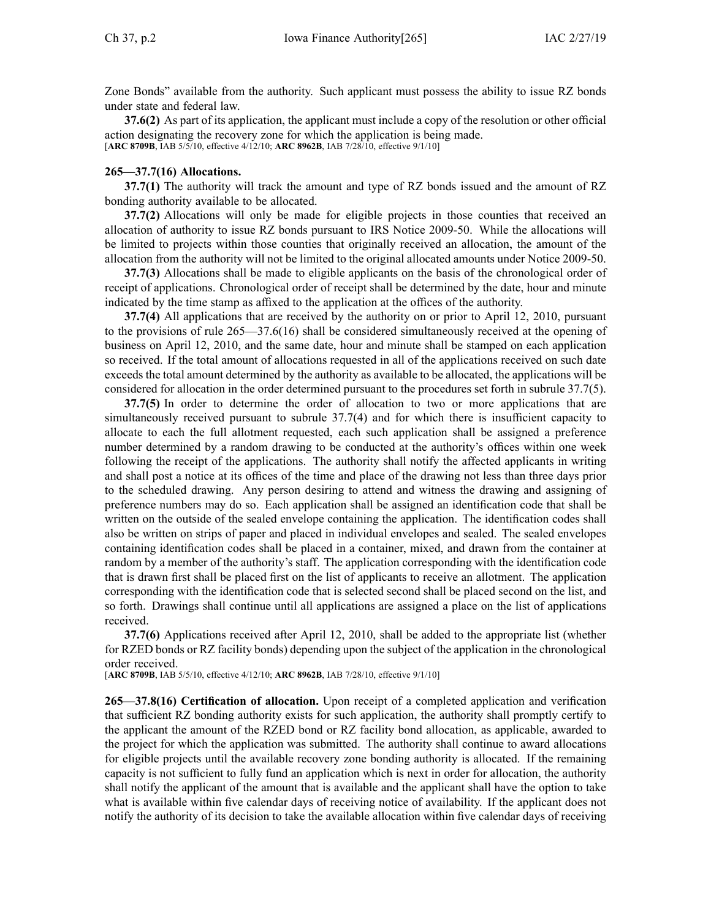Zone Bonds" available from the authority. Such applicant must possess the ability to issue RZ bonds under state and federal law.

**37.6(2)** As part of its application, the applicant must include a copy of the resolution or other official action designating the recovery zone for which the application is being made.
[**ARC 8709B**, IAB 5/5/10, effective 4/12/10; **ARC 8962B**, IAB 7/28/10, effective 9/1/10]

**265—37.7(16) Allocations.**

**37.7(1)** The authority will track the amount and type of RZ bonds issued and the amount of RZ bonding authority available to be allocated.

**37.7(2)** Allocations will only be made for eligible projects in those counties that received an allocation of authority to issue RZ bonds pursuant to IRS Notice 2009-50. While the allocations will be limited to projects within those counties that originally received an allocation, the amount of the allocation from the authority will not be limited to the original allocated amounts under Notice 2009-50.

**37.7(3)** Allocations shall be made to eligible applicants on the basis of the chronological order of receipt of applications. Chronological order of receipt shall be determined by the date, hour and minute indicated by the time stamp as affixed to the application at the offices of the authority.

**37.7(4)** All applications that are received by the authority on or prior to April 12, 2010, pursuant to the provisions of rule 265—37.6(16) shall be considered simultaneously received at the opening of business on April 12, 2010, and the same date, hour and minute shall be stamped on each application so received. If the total amount of allocations requested in all of the applications received on such date exceeds the total amount determined by the authority as available to be allocated, the applications will be considered for allocation in the order determined pursuant to the procedures set forth in subrule 37.7(5).

**37.7(5)** In order to determine the order of allocation to two or more applications that are simultaneously received pursuant to subrule 37.7(4) and for which there is insufficient capacity to allocate to each the full allotment requested, each such application shall be assigned a preference number determined by a random drawing to be conducted at the authority's offices within one week following the receipt of the applications. The authority shall notify the affected applicants in writing and shall post a notice at its offices of the time and place of the drawing not less than three days prior to the scheduled drawing. Any person desiring to attend and witness the drawing and assigning of preference numbers may do so. Each application shall be assigned an identification code that shall be written on the outside of the sealed envelope containing the application. The identification codes shall also be written on strips of paper and placed in individual envelopes and sealed. The sealed envelopes containing identification codes shall be placed in a container, mixed, and drawn from the container at random by a member of the authority's staff. The application corresponding with the identification code that is drawn first shall be placed first on the list of applicants to receive an allotment. The application corresponding with the identification code that is selected second shall be placed second on the list, and so forth. Drawings shall continue until all applications are assigned a place on the list of applications received.

**37.7(6)** Applications received after April 12, 2010, shall be added to the appropriate list (whether for RZED bonds or RZ facility bonds) depending upon the subject of the application in the chronological order received.
[**ARC 8709B**, IAB 5/5/10, effective 4/12/10; **ARC 8962B**, IAB 7/28/10, effective 9/1/10]

**265—37.8(16) Certification of allocation.** Upon receipt of a completed application and verification that sufficient RZ bonding authority exists for such application, the authority shall promptly certify to the applicant the amount of the RZED bond or RZ facility bond allocation, as applicable, awarded to the project for which the application was submitted. The authority shall continue to award allocations for eligible projects until the available recovery zone bonding authority is allocated. If the remaining capacity is not sufficient to fully fund an application which is next in order for allocation, the authority shall notify the applicant of the amount that is available and the applicant shall have the option to take what is available within five calendar days of receiving notice of availability. If the applicant does not notify the authority of its decision to take the available allocation within five calendar days of receiving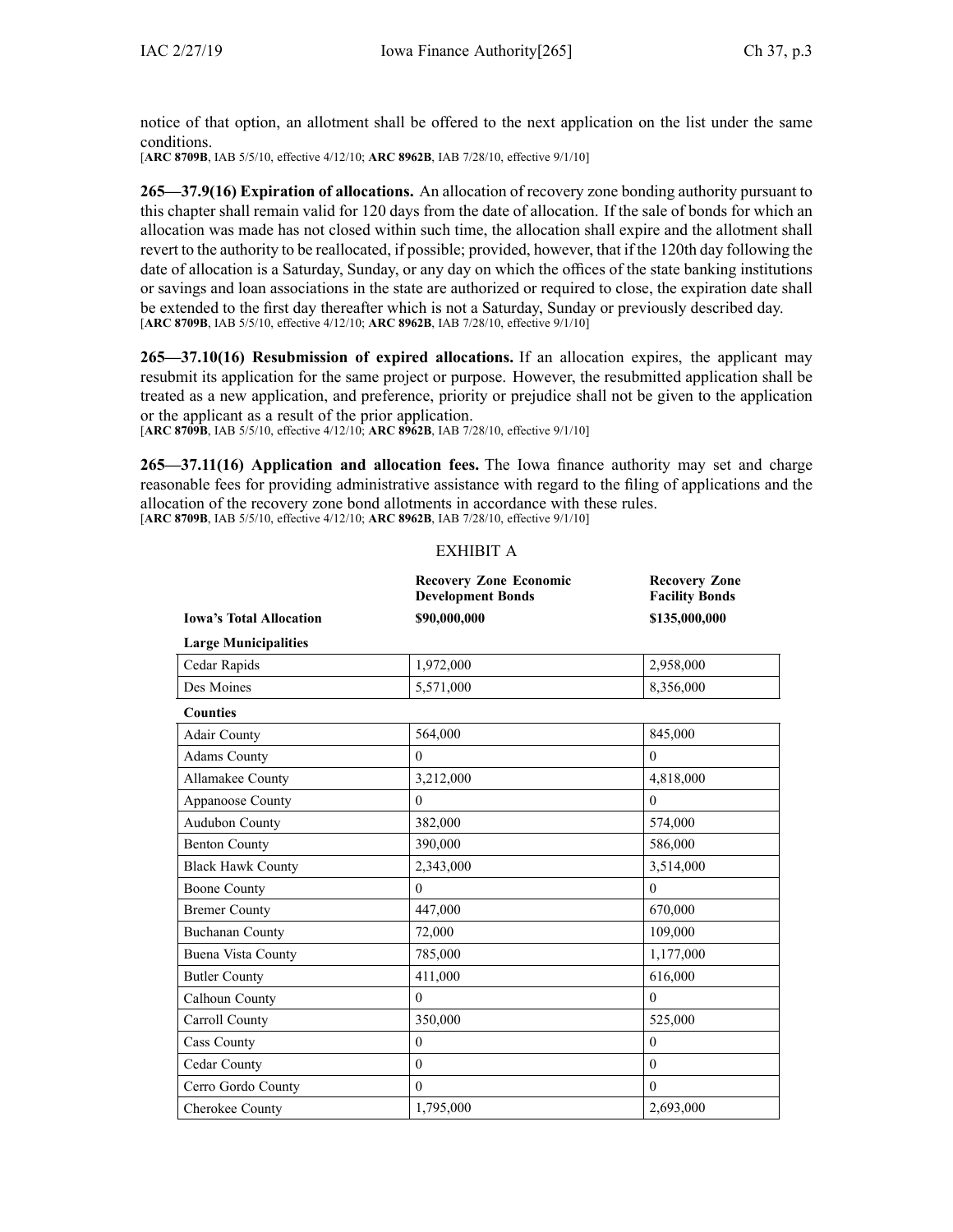notice of that option, an allotment shall be offered to the next application on the list under the same conditions.
[**ARC 8709B**, IAB 5/5/10, effective 4/12/10; **ARC 8962B**, IAB 7/28/10, effective 9/1/10]

**265—37.9(16) Expiration of allocations.** An allocation of recovery zone bonding authority pursuant to this chapter shall remain valid for 120 days from the date of allocation. If the sale of bonds for which an allocation was made has not closed within such time, the allocation shall expire and the allotment shall revert to the authority to be reallocated, if possible; provided, however, that if the 120th day following the date of allocation is a Saturday, Sunday, or any day on which the offices of the state banking institutions or savings and loan associations in the state are authorized or required to close, the expiration date shall be extended to the first day thereafter which is not a Saturday, Sunday or previously described day.
[**ARC 8709B**, IAB 5/5/10, effective 4/12/10; **ARC 8962B**, IAB 7/28/10, effective 9/1/10]

**265—37.10(16) Resubmission of expired allocations.** If an allocation expires, the applicant may resubmit its application for the same project or purpose. However, the resubmitted application shall be treated as a new application, and preference, priority or prejudice shall not be given to the application or the applicant as a result of the prior application.
[**ARC 8709B**, IAB 5/5/10, effective 4/12/10; **ARC 8962B**, IAB 7/28/10, effective 9/1/10]

**265—37.11(16) Application and allocation fees.** The Iowa finance authority may set and charge reasonable fees for providing administrative assistance with regard to the filing of applications and the allocation of the recovery zone bond allotments in accordance with these rules.
[**ARC 8709B**, IAB 5/5/10, effective 4/12/10; **ARC 8962B**, IAB 7/28/10, effective 9/1/10]

EXHIBIT A

| | **Recovery Zone Economic Development Bonds** | **Recovery Zone Facility Bonds** |
|---|---|---|
| **Iowa's Total Allocation** | **$90,000,000** | **$135,000,000** |
| **Large Municipalities** | | |
| Cedar Rapids | 1,972,000 | 2,958,000 |
| Des Moines | 5,571,000 | 8,356,000 |
| **Counties** | | |
| Adair County | 564,000 | 845,000 |
| Adams County | 0 | 0 |
| Allamakee County | 3,212,000 | 4,818,000 |
| Appanoose County | 0 | 0 |
| Audubon County | 382,000 | 574,000 |
| Benton County | 390,000 | 586,000 |
| Black Hawk County | 2,343,000 | 3,514,000 |
| Boone County | 0 | 0 |
| Bremer County | 447,000 | 670,000 |
| Buchanan County | 72,000 | 109,000 |
| Buena Vista County | 785,000 | 1,177,000 |
| Butler County | 411,000 | 616,000 |
| Calhoun County | 0 | 0 |
| Carroll County | 350,000 | 525,000 |
| Cass County | 0 | 0 |
| Cedar County | 0 | 0 |
| Cerro Gordo County | 0 | 0 |
| Cherokee County | 1,795,000 | 2,693,000 |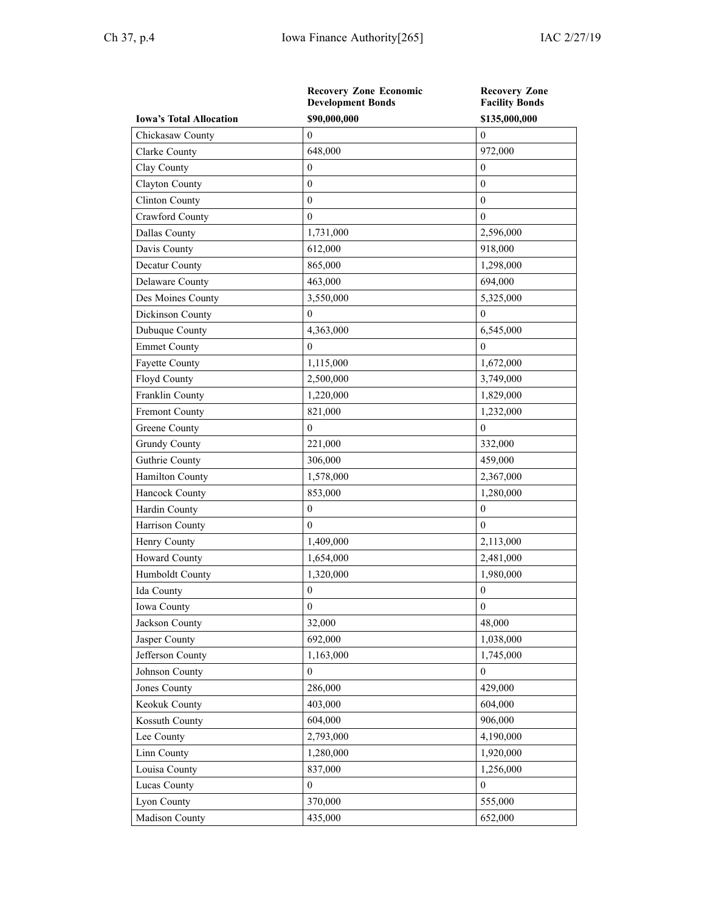| | Recovery Zone Economic Development Bonds | Recovery Zone Facility Bonds |
|---|---|---|
| **Iowa's Total Allocation** | **$90,000,000** | **$135,000,000** |
| Chickasaw County | 0 | 0 |
| Clarke County | 648,000 | 972,000 |
| Clay County | 0 | 0 |
| Clayton County | 0 | 0 |
| Clinton County | 0 | 0 |
| Crawford County | 0 | 0 |
| Dallas County | 1,731,000 | 2,596,000 |
| Davis County | 612,000 | 918,000 |
| Decatur County | 865,000 | 1,298,000 |
| Delaware County | 463,000 | 694,000 |
| Des Moines County | 3,550,000 | 5,325,000 |
| Dickinson County | 0 | 0 |
| Dubuque County | 4,363,000 | 6,545,000 |
| Emmet County | 0 | 0 |
| Fayette County | 1,115,000 | 1,672,000 |
| Floyd County | 2,500,000 | 3,749,000 |
| Franklin County | 1,220,000 | 1,829,000 |
| Fremont County | 821,000 | 1,232,000 |
| Greene County | 0 | 0 |
| Grundy County | 221,000 | 332,000 |
| Guthrie County | 306,000 | 459,000 |
| Hamilton County | 1,578,000 | 2,367,000 |
| Hancock County | 853,000 | 1,280,000 |
| Hardin County | 0 | 0 |
| Harrison County | 0 | 0 |
| Henry County | 1,409,000 | 2,113,000 |
| Howard County | 1,654,000 | 2,481,000 |
| Humboldt County | 1,320,000 | 1,980,000 |
| Ida County | 0 | 0 |
| Iowa County | 0 | 0 |
| Jackson County | 32,000 | 48,000 |
| Jasper County | 692,000 | 1,038,000 |
| Jefferson County | 1,163,000 | 1,745,000 |
| Johnson County | 0 | 0 |
| Jones County | 286,000 | 429,000 |
| Keokuk County | 403,000 | 604,000 |
| Kossuth County | 604,000 | 906,000 |
| Lee County | 2,793,000 | 4,190,000 |
| Linn County | 1,280,000 | 1,920,000 |
| Louisa County | 837,000 | 1,256,000 |
| Lucas County | 0 | 0 |
| Lyon County | 370,000 | 555,000 |
| Madison County | 435,000 | 652,000 |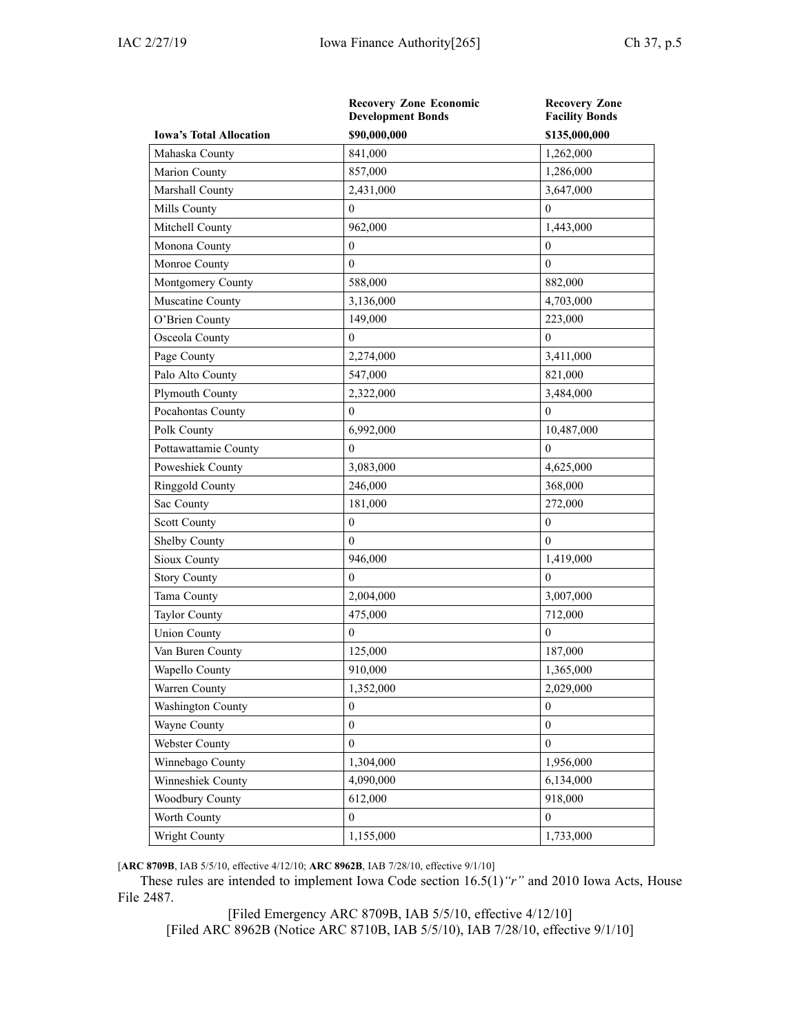| | **Recovery Zone Economic Development Bonds** | **Recovery Zone Facility Bonds** |
|---|---|---|
| **Iowa's Total Allocation** | **$90,000,000** | **$135,000,000** |
| Mahaska County | 841,000 | 1,262,000 |
| Marion County | 857,000 | 1,286,000 |
| Marshall County | 2,431,000 | 3,647,000 |
| Mills County | 0 | 0 |
| Mitchell County | 962,000 | 1,443,000 |
| Monona County | 0 | 0 |
| Monroe County | 0 | 0 |
| Montgomery County | 588,000 | 882,000 |
| Muscatine County | 3,136,000 | 4,703,000 |
| O'Brien County | 149,000 | 223,000 |
| Osceola County | 0 | 0 |
| Page County | 2,274,000 | 3,411,000 |
| Palo Alto County | 547,000 | 821,000 |
| Plymouth County | 2,322,000 | 3,484,000 |
| Pocahontas County | 0 | 0 |
| Polk County | 6,992,000 | 10,487,000 |
| Pottawattamie County | 0 | 0 |
| Poweshiek County | 3,083,000 | 4,625,000 |
| Ringgold County | 246,000 | 368,000 |
| Sac County | 181,000 | 272,000 |
| Scott County | 0 | 0 |
| Shelby County | 0 | 0 |
| Sioux County | 946,000 | 1,419,000 |
| Story County | 0 | 0 |
| Tama County | 2,004,000 | 3,007,000 |
| Taylor County | 475,000 | 712,000 |
| Union County | 0 | 0 |
| Van Buren County | 125,000 | 187,000 |
| Wapello County | 910,000 | 1,365,000 |
| Warren County | 1,352,000 | 2,029,000 |
| Washington County | 0 | 0 |
| Wayne County | 0 | 0 |
| Webster County | 0 | 0 |
| Winnebago County | 1,304,000 | 1,956,000 |
| Winneshiek County | 4,090,000 | 6,134,000 |
| Woodbury County | 612,000 | 918,000 |
| Worth County | 0 | 0 |
| Wright County | 1,155,000 | 1,733,000 |

[**ARC 8709B**, IAB 5/5/10, effective 4/12/10; **ARC 8962B**, IAB 7/28/10, effective 9/1/10]

These rules are intended to implement Iowa Code section 16.5(1)*"r"* and 2010 Iowa Acts, House File 2487.

[Filed Emergency ARC 8709B, IAB 5/5/10, effective 4/12/10]
[Filed ARC 8962B (Notice ARC 8710B, IAB 5/5/10), IAB 7/28/10, effective 9/1/10]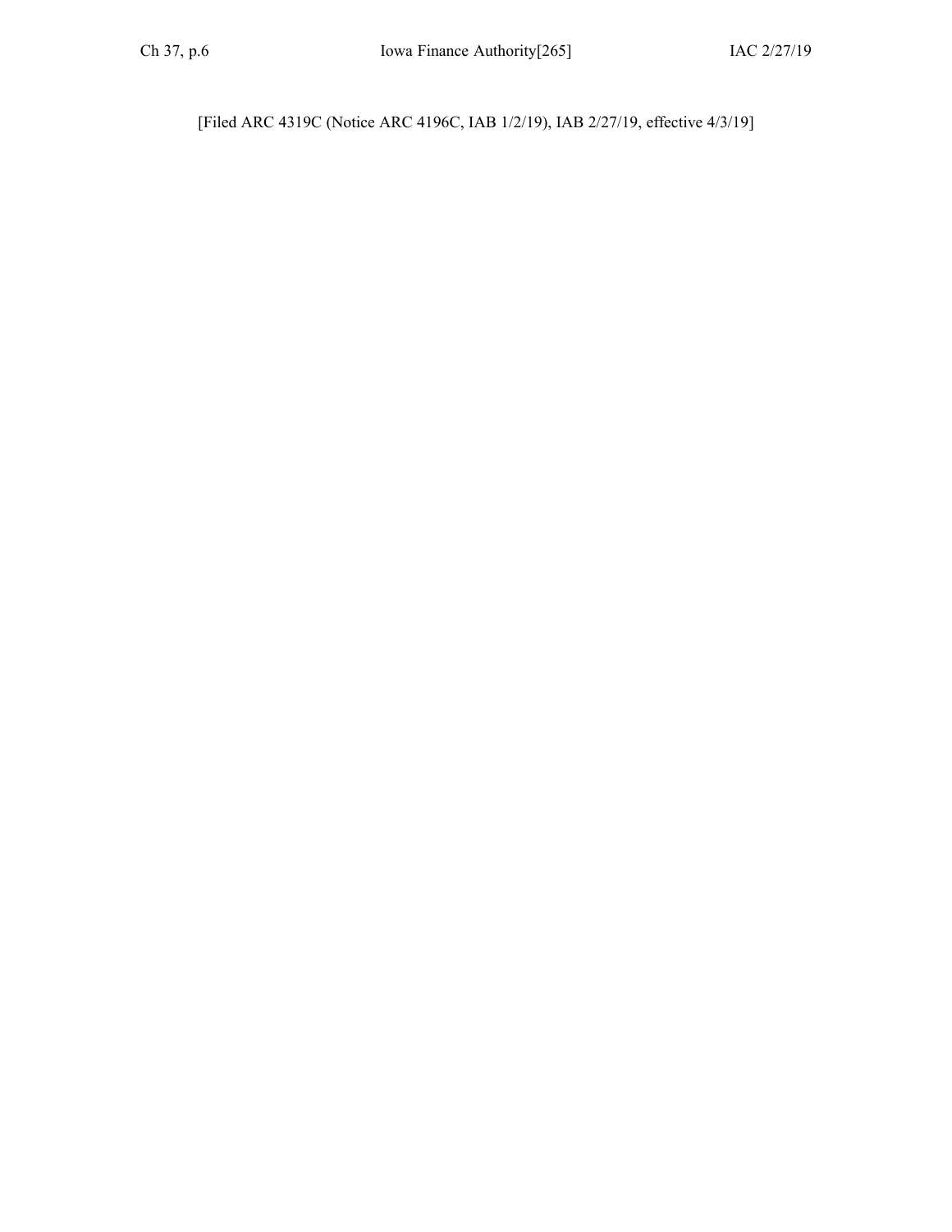[Filed ARC 4319C (Notice ARC 4196C, IAB 1/2/19), IAB 2/27/19, effective 4/3/19]